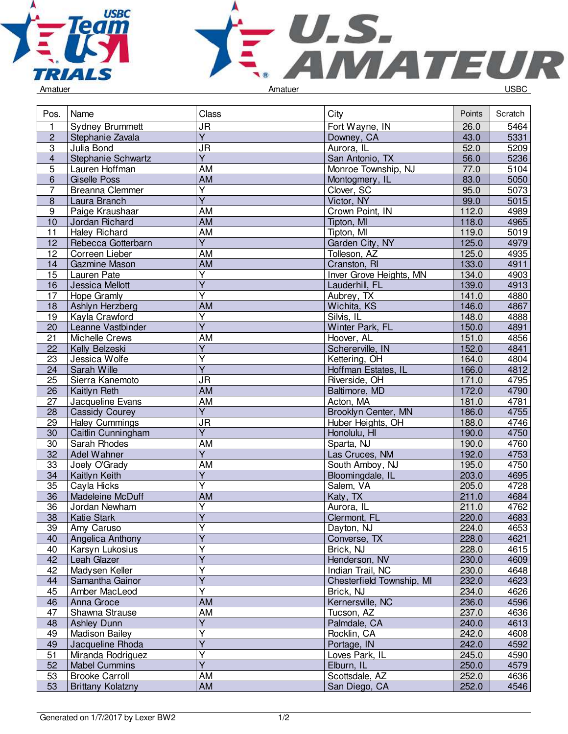Amatuer | Amatuer | USBC

| Pos. | Name | Class | City | Points | Scratch |
|---|---|---|---|---|---|
| 1 | Sydney Brummett | JR | Fort Wayne, IN | 26.0 | 5464 |
| 2 | Stephanie Zavala | Y | Downey, CA | 43.0 | 5331 |
| 3 | Julia Bond | JR | Aurora, IL | 52.0 | 5209 |
| 4 | Stephanie Schwartz | Y | San Antonio, TX | 56.0 | 5236 |
| 5 | Lauren Hoffman | AM | Monroe Township, NJ | 77.0 | 5104 |
| 6 | Giselle Poss | AM | Montogmery, IL | 83.0 | 5050 |
| 7 | Breanna Clemmer | Y | Clover, SC | 95.0 | 5073 |
| 8 | Laura Branch | Y | Victor, NY | 99.0 | 5015 |
| 9 | Paige Kraushaar | AM | Crown Point, IN | 112.0 | 4989 |
| 10 | Jordan Richard | AM | Tipton, MI | 118.0 | 4965 |
| 11 | Haley Richard | AM | Tipton, MI | 119.0 | 5019 |
| 12 | Rebecca Gotterbarn | Y | Garden City, NY | 125.0 | 4979 |
| 12 | Correen Lieber | AM | Tolleson, AZ | 125.0 | 4935 |
| 14 | Gazmine Mason | AM | Cranston, RI | 133.0 | 4911 |
| 15 | Lauren Pate | Y | Inver Grove Heights, MN | 134.0 | 4903 |
| 16 | Jessica Mellott | Y | Lauderhill, FL | 139.0 | 4913 |
| 17 | Hope Gramly | Y | Aubrey, TX | 141.0 | 4880 |
| 18 | Ashlyn Herzberg | AM | Wichita, KS | 146.0 | 4867 |
| 19 | Kayla Crawford | Y | Silvis, IL | 148.0 | 4888 |
| 20 | Leanne Vastbinder | Y | Winter Park, FL | 150.0 | 4891 |
| 21 | Michelle Crews | AM | Hoover, AL | 151.0 | 4856 |
| 22 | Kelly Belzeski | Y | Schererville, IN | 152.0 | 4841 |
| 23 | Jessica Wolfe | Y | Kettering, OH | 164.0 | 4804 |
| 24 | Sarah Wille | Y | Hoffman Estates, IL | 166.0 | 4812 |
| 25 | Sierra Kanemoto | JR | Riverside, OH | 171.0 | 4795 |
| 26 | Kaitlyn Reth | AM | Baltimore, MD | 172.0 | 4790 |
| 27 | Jacqueline Evans | AM | Acton, MA | 181.0 | 4781 |
| 28 | Cassidy Courey | Y | Brooklyn Center, MN | 186.0 | 4755 |
| 29 | Haley Cummings | JR | Huber Heights, OH | 188.0 | 4746 |
| 30 | Caitlin Cunningham | Y | Honolulu, HI | 190.0 | 4750 |
| 30 | Sarah Rhodes | AM | Sparta, NJ | 190.0 | 4760 |
| 32 | Adel Wahner | Y | Las Cruces, NM | 192.0 | 4753 |
| 33 | Joely O'Grady | AM | South Amboy, NJ | 195.0 | 4750 |
| 34 | Kaitlyn Keith | Y | Bloomingdale, IL | 203.0 | 4695 |
| 35 | Cayla Hicks | Y | Salem, VA | 205.0 | 4728 |
| 36 | Madeleine McDuff | AM | Katy, TX | 211.0 | 4684 |
| 36 | Jordan Newham | Y | Aurora, IL | 211.0 | 4762 |
| 38 | Katie Stark | Y | Clermont, FL | 220.0 | 4683 |
| 39 | Amy Caruso | Y | Dayton, NJ | 224.0 | 4653 |
| 40 | Angelica Anthony | Y | Converse, TX | 228.0 | 4621 |
| 40 | Karsyn Lukosius | Y | Brick, NJ | 228.0 | 4615 |
| 42 | Leah Glazer | Y | Henderson, NV | 230.0 | 4609 |
| 42 | Madysen Keller | Y | Indian Trail, NC | 230.0 | 4648 |
| 44 | Samantha Gainor | Y | Chesterfield Township, MI | 232.0 | 4623 |
| 45 | Amber MacLeod | Y | Brick, NJ | 234.0 | 4626 |
| 46 | Anna Groce | AM | Kernersville, NC | 236.0 | 4596 |
| 47 | Shawna Strause | AM | Tucson, AZ | 237.0 | 4636 |
| 48 | Ashley Dunn | Y | Palmdale, CA | 240.0 | 4613 |
| 49 | Madison Bailey | Y | Rocklin, CA | 242.0 | 4608 |
| 49 | Jacqueline Rhoda | Y | Portage, IN | 242.0 | 4592 |
| 51 | Miranda Rodriguez | Y | Loves Park, IL | 245.0 | 4590 |
| 52 | Mabel Cummins | Y | Elburn, IL | 250.0 | 4579 |
| 53 | Brooke Carroll | AM | Scottsdale, AZ | 252.0 | 4636 |
| 53 | Brittany Kolatzny | AM | San Diego, CA | 252.0 | 4546 |

Generated on 1/7/2017 by Lexer BW2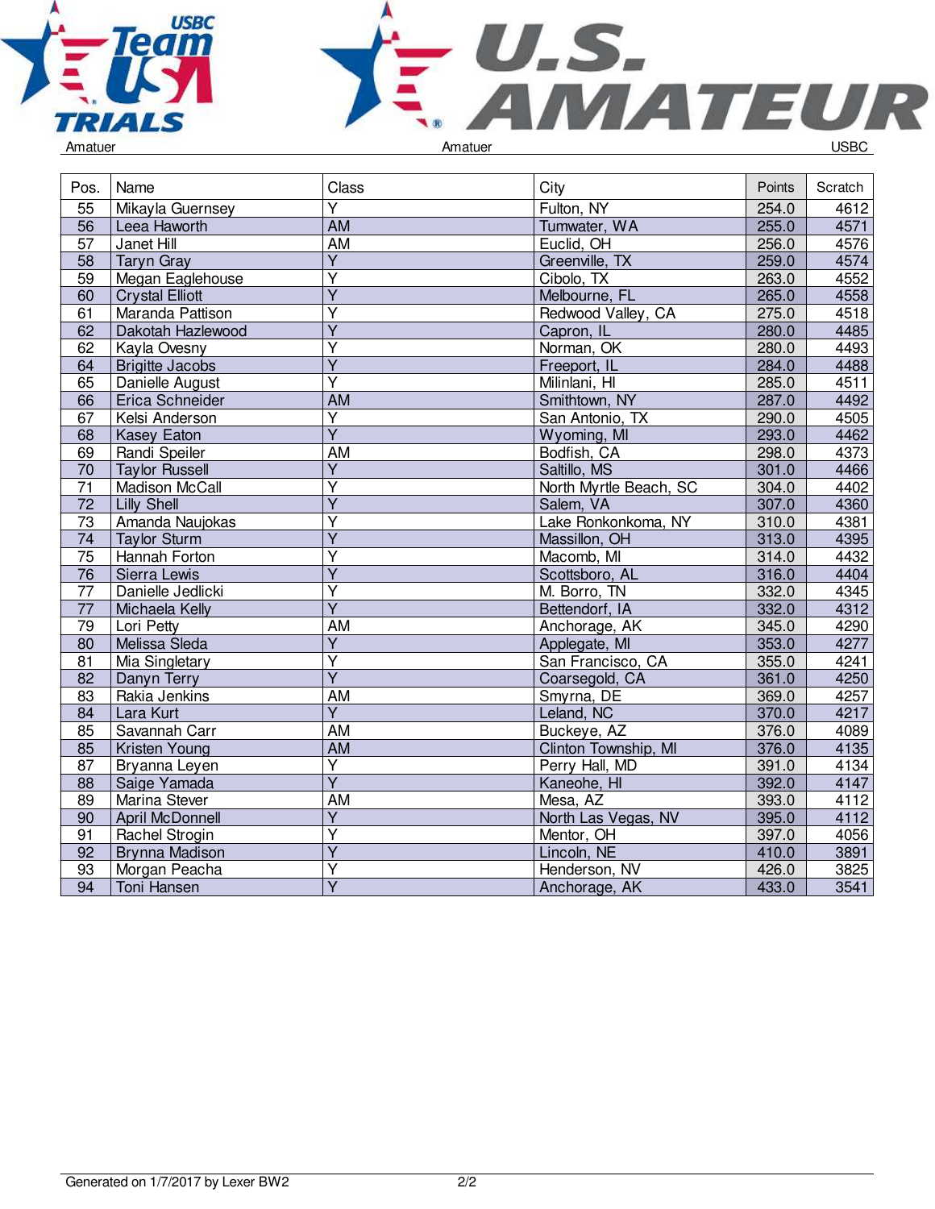| Pos. | Name | Class | City | Points | Scratch |
|---|---|---|---|---|---|
| 55 | Mikayla Guernsey | Y | Fulton, NY | 254.0 | 4612 |
| 56 | Leea Haworth | AM | Tumwater, WA | 255.0 | 4571 |
| 57 | Janet Hill | AM | Euclid, OH | 256.0 | 4576 |
| 58 | Taryn Gray | Y | Greenville, TX | 259.0 | 4574 |
| 59 | Megan Eaglehouse | Y | Cibolo, TX | 263.0 | 4552 |
| 60 | Crystal Elliott | Y | Melbourne, FL | 265.0 | 4558 |
| 61 | Maranda Pattison | Y | Redwood Valley, CA | 275.0 | 4518 |
| 62 | Dakotah Hazlewood | Y | Capron, IL | 280.0 | 4485 |
| 62 | Kayla Ovesny | Y | Norman, OK | 280.0 | 4493 |
| 64 | Brigitte Jacobs | Y | Freeport, IL | 284.0 | 4488 |
| 65 | Danielle August | Y | Milinlani, HI | 285.0 | 4511 |
| 66 | Erica Schneider | AM | Smithtown, NY | 287.0 | 4492 |
| 67 | Kelsi Anderson | Y | San Antonio, TX | 290.0 | 4505 |
| 68 | Kasey Eaton | Y | Wyoming, MI | 293.0 | 4462 |
| 69 | Randi Speiler | AM | Bodfish, CA | 298.0 | 4373 |
| 70 | Taylor Russell | Y | Saltillo, MS | 301.0 | 4466 |
| 71 | Madison McCall | Y | North Myrtle Beach, SC | 304.0 | 4402 |
| 72 | Lilly Shell | Y | Salem, VA | 307.0 | 4360 |
| 73 | Amanda Naujokas | Y | Lake Ronkonkoma, NY | 310.0 | 4381 |
| 74 | Taylor Sturm | Y | Massillon, OH | 313.0 | 4395 |
| 75 | Hannah Forton | Y | Macomb, MI | 314.0 | 4432 |
| 76 | Sierra Lewis | Y | Scottsboro, AL | 316.0 | 4404 |
| 77 | Danielle Jedlicki | Y | M. Borro, TN | 332.0 | 4345 |
| 77 | Michaela Kelly | Y | Bettendorf, IA | 332.0 | 4312 |
| 79 | Lori Petty | AM | Anchorage, AK | 345.0 | 4290 |
| 80 | Melissa Sleda | Y | Applegate, MI | 353.0 | 4277 |
| 81 | Mia Singletary | Y | San Francisco, CA | 355.0 | 4241 |
| 82 | Danyn Terry | Y | Coarsegold, CA | 361.0 | 4250 |
| 83 | Rakia Jenkins | AM | Smyrna, DE | 369.0 | 4257 |
| 84 | Lara Kurt | Y | Leland, NC | 370.0 | 4217 |
| 85 | Savannah Carr | AM | Buckeye, AZ | 376.0 | 4089 |
| 85 | Kristen Young | AM | Clinton Township, MI | 376.0 | 4135 |
| 87 | Bryanna Leyen | Y | Perry Hall, MD | 391.0 | 4134 |
| 88 | Saige Yamada | Y | Kaneohe, HI | 392.0 | 4147 |
| 89 | Marina Stever | AM | Mesa, AZ | 393.0 | 4112 |
| 90 | April McDonnell | Y | North Las Vegas, NV | 395.0 | 4112 |
| 91 | Rachel Strogin | Y | Mentor, OH | 397.0 | 4056 |
| 92 | Brynna Madison | Y | Lincoln, NE | 410.0 | 3891 |
| 93 | Morgan Peacha | Y | Henderson, NV | 426.0 | 3825 |
| 94 | Toni Hansen | Y | Anchorage, AK | 433.0 | 3541 |

Generated on 1/7/2017 by Lexer BW2